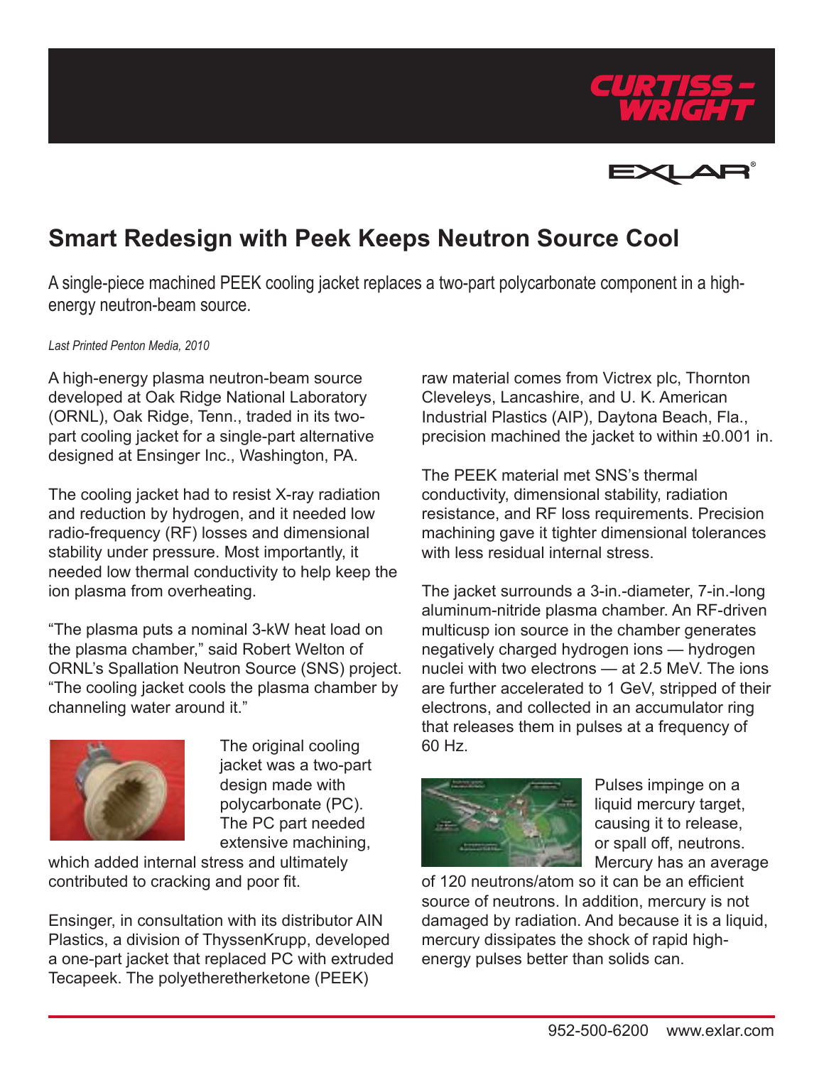# Smart Redesign with Peek Keeps Neutron Source Cool

A single-piece machined PEEK cooling jacket replaces a two-part polycarbonate component in a high-energy neutron-beam source.

*Last Printed Penton Media, 2010*

A high-energy plasma neutron-beam source developed at Oak Ridge National Laboratory (ORNL), Oak Ridge, Tenn., traded in its two-part cooling jacket for a single-part alternative designed at Ensinger Inc., Washington, PA.

The cooling jacket had to resist X-ray radiation and reduction by hydrogen, and it needed low radio-frequency (RF) losses and dimensional stability under pressure. Most importantly, it needed low thermal conductivity to help keep the ion plasma from overheating.

"The plasma puts a nominal 3-kW heat load on the plasma chamber," said Robert Welton of ORNL's Spallation Neutron Source (SNS) project. "The cooling jacket cools the plasma chamber by channeling water around it."

The original cooling jacket was a two-part design made with polycarbonate (PC). The PC part needed extensive machining, which added internal stress and ultimately contributed to cracking and poor fit.

Ensinger, in consultation with its distributor AIN Plastics, a division of ThyssenKrupp, developed a one-part jacket that replaced PC with extruded Tecapeek. The polyetheretherketone (PEEK) raw material comes from Victrex plc, Thornton Cleveleys, Lancashire, and U. K. American Industrial Plastics (AIP), Daytona Beach, Fla., precision machined the jacket to within ±0.001 in.

The PEEK material met SNS's thermal conductivity, dimensional stability, radiation resistance, and RF loss requirements. Precision machining gave it tighter dimensional tolerances with less residual internal stress.

The jacket surrounds a 3-in.-diameter, 7-in.-long aluminum-nitride plasma chamber. An RF-driven multicusp ion source in the chamber generates negatively charged hydrogen ions — hydrogen nuclei with two electrons — at 2.5 MeV. The ions are further accelerated to 1 GeV, stripped of their electrons, and collected in an accumulator ring that releases them in pulses at a frequency of 60 Hz.

Pulses impinge on a liquid mercury target, causing it to release, or spall off, neutrons. Mercury has an average of 120 neutrons/atom so it can be an efficient source of neutrons. In addition, mercury is not damaged by radiation. And because it is a liquid, mercury dissipates the shock of rapid high-energy pulses better than solids can.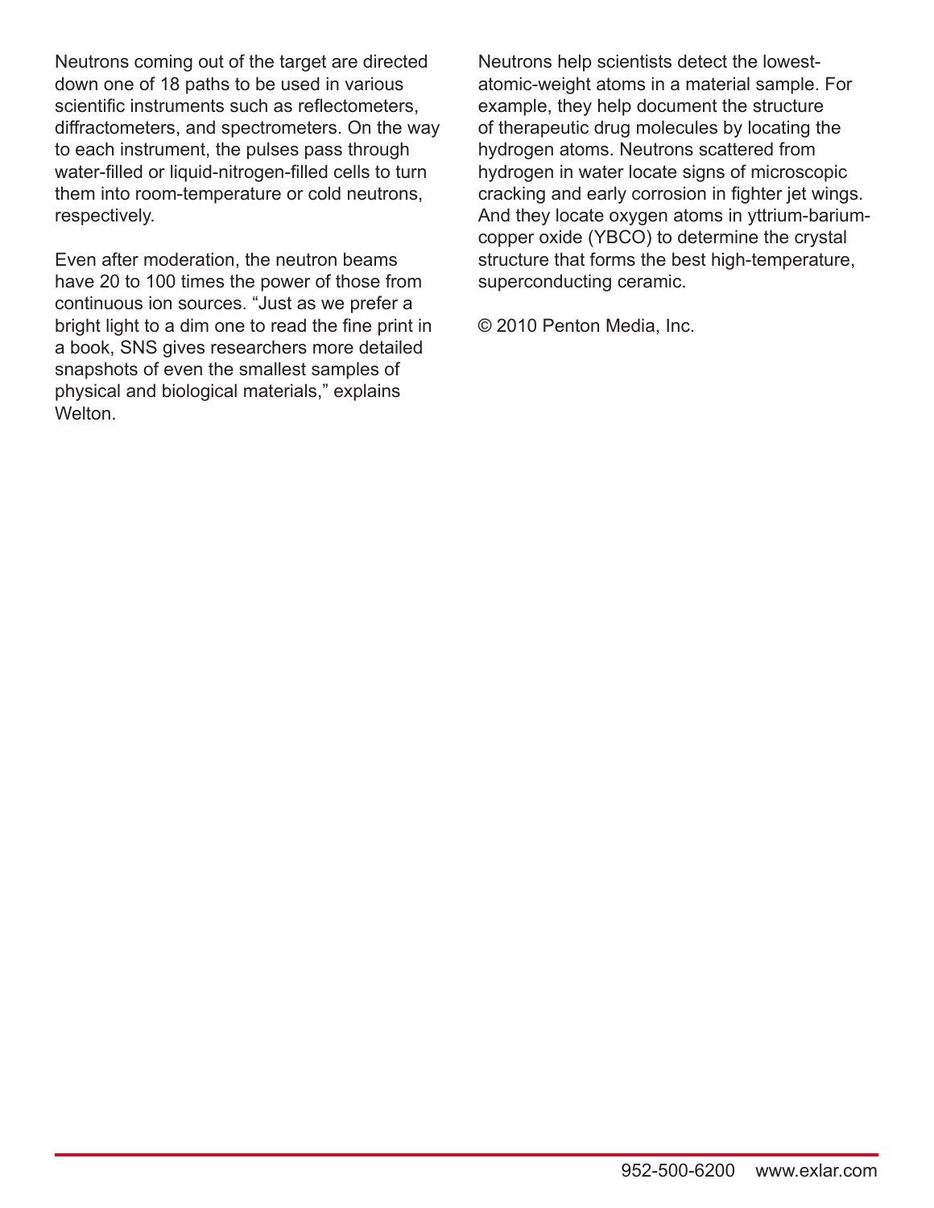Neutrons coming out of the target are directed down one of 18 paths to be used in various scientific instruments such as reflectometers, diffractometers, and spectrometers. On the way to each instrument, the pulses pass through water-filled or liquid-nitrogen-filled cells to turn them into room-temperature or cold neutrons, respectively.

Even after moderation, the neutron beams have 20 to 100 times the power of those from continuous ion sources. “Just as we prefer a bright light to a dim one to read the fine print in a book, SNS gives researchers more detailed snapshots of even the smallest samples of physical and biological materials,” explains Welton.

Neutrons help scientists detect the lowest-atomic-weight atoms in a material sample. For example, they help document the structure of therapeutic drug molecules by locating the hydrogen atoms. Neutrons scattered from hydrogen in water locate signs of microscopic cracking and early corrosion in fighter jet wings. And they locate oxygen atoms in yttrium-barium-copper oxide (YBCO) to determine the crystal structure that forms the best high-temperature, superconducting ceramic.

© 2010 Penton Media, Inc.